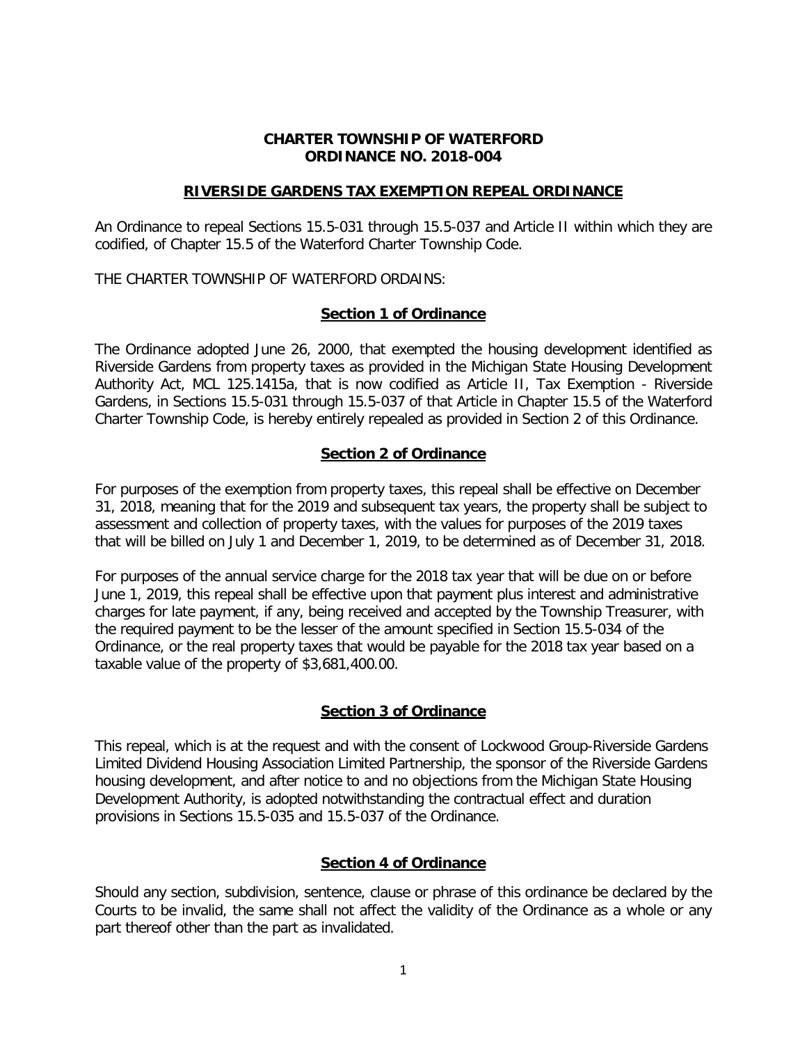**CHARTER TOWNSHIP OF WATERFORD**
**ORDINANCE NO. 2018-004**

**RIVERSIDE GARDENS TAX EXEMPTION REPEAL ORDINANCE**

An Ordinance to repeal Sections 15.5-031 through 15.5-037 and Article II within which they are codified, of Chapter 15.5 of the Waterford Charter Township Code.

THE CHARTER TOWNSHIP OF WATERFORD ORDAINS:

**Section 1 of Ordinance**

The Ordinance adopted June 26, 2000, that exempted the housing development identified as Riverside Gardens from property taxes as provided in the Michigan State Housing Development Authority Act, MCL 125.1415a, that is now codified as Article II, Tax Exemption - Riverside Gardens, in Sections 15.5-031 through 15.5-037 of that Article in Chapter 15.5 of the Waterford Charter Township Code, is hereby entirely repealed as provided in Section 2 of this Ordinance.

**Section 2 of Ordinance**

For purposes of the exemption from property taxes, this repeal shall be effective on December 31, 2018, meaning that for the 2019 and subsequent tax years, the property shall be subject to assessment and collection of property taxes, with the values for purposes of the 2019 taxes that will be billed on July 1 and December 1, 2019, to be determined as of December 31, 2018.

For purposes of the annual service charge for the 2018 tax year that will be due on or before June 1, 2019, this repeal shall be effective upon that payment plus interest and administrative charges for late payment, if any, being received and accepted by the Township Treasurer, with the required payment to be the lesser of the amount specified in Section 15.5-034 of the Ordinance, or the real property taxes that would be payable for the 2018 tax year based on a taxable value of the property of $3,681,400.00.

**Section 3 of Ordinance**

This repeal, which is at the request and with the consent of Lockwood Group-Riverside Gardens Limited Dividend Housing Association Limited Partnership, the sponsor of the Riverside Gardens housing development, and after notice to and no objections from the Michigan State Housing Development Authority, is adopted notwithstanding the contractual effect and duration provisions in Sections 15.5-035 and 15.5-037 of the Ordinance.

**Section 4 of Ordinance**

Should any section, subdivision, sentence, clause or phrase of this ordinance be declared by the Courts to be invalid, the same shall not affect the validity of the Ordinance as a whole or any part thereof other than the part as invalidated.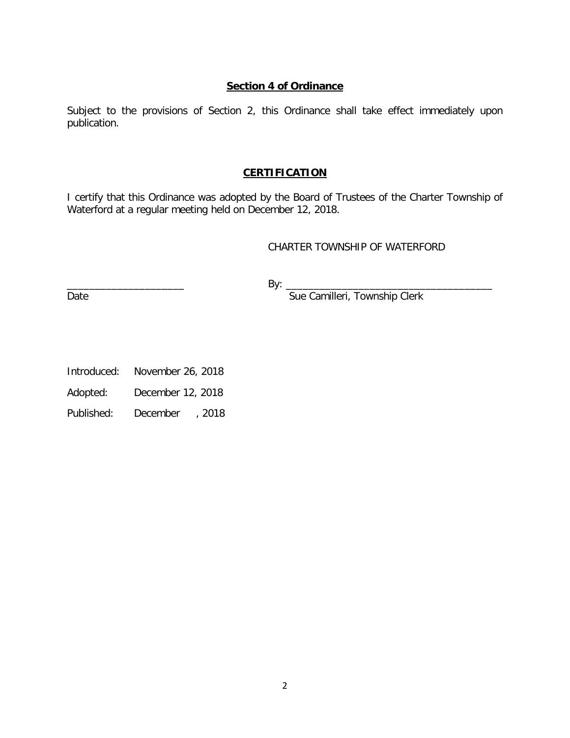**Section 4 of Ordinance**

Subject to the provisions of Section 2, this Ordinance shall take effect immediately upon publication.

**CERTIFICATION**

I certify that this Ordinance was adopted by the Board of Trustees of the Charter Township of Waterford at a regular meeting held on December 12, 2018.

CHARTER TOWNSHIP OF WATERFORD

____________________ By: ____________________________________

Date Sue Camilleri, Township Clerk

Introduced: November 26, 2018

Adopted: December 12, 2018

Published: December , 2018